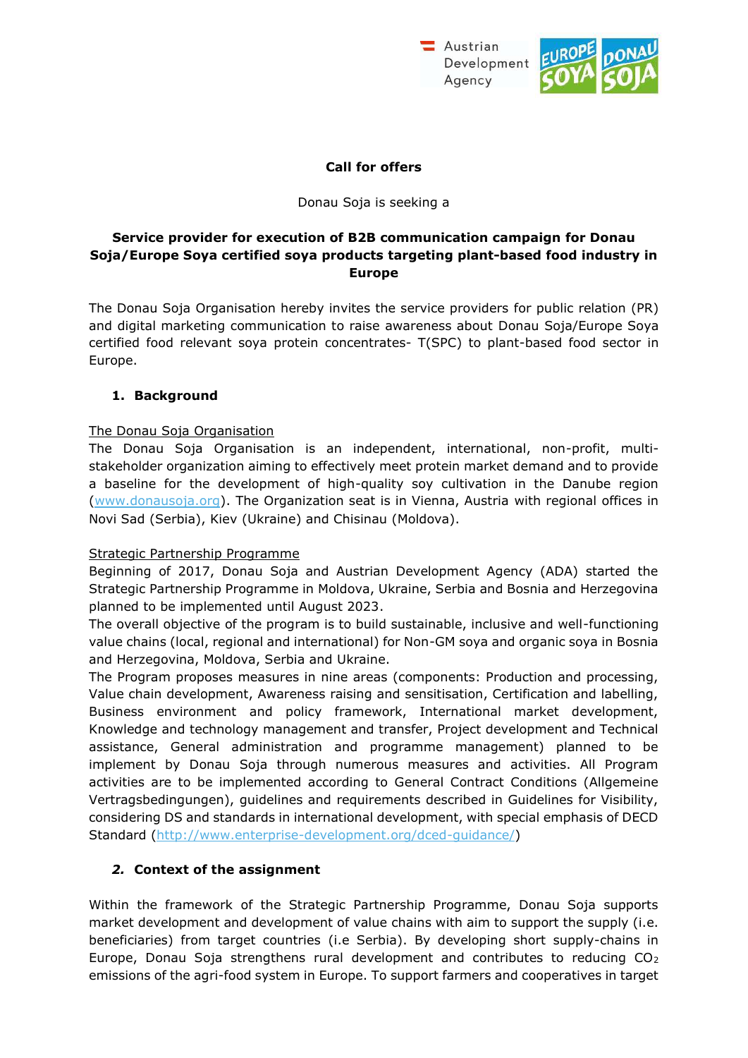**Call for offers**

Donau Soja is seeking a

**Service provider for execution of B2B communication campaign for Donau Soja/Europe Soya certified soya products targeting plant-based food industry in Europe**

The Donau Soja Organisation hereby invites the service providers for public relation (PR) and digital marketing communication to raise awareness about Donau Soja/Europe Soya certified food relevant soya protein concentrates- T(SPC) to plant-based food sector in Europe.

## 1. Background

<u>The Donau Soja Organisation</u>

The Donau Soja Organisation is an independent, international, non-profit, multi-stakeholder organization aiming to effectively meet protein market demand and to provide a baseline for the development of high-quality soy cultivation in the Danube region ([www.donausoja.org](www.donausoja.org)). The Organization seat is in Vienna, Austria with regional offices in Novi Sad (Serbia), Kiev (Ukraine) and Chisinau (Moldova).

<u>Strategic Partnership Programme</u>

Beginning of 2017, Donau Soja and Austrian Development Agency (ADA) started the Strategic Partnership Programme in Moldova, Ukraine, Serbia and Bosnia and Herzegovina planned to be implemented until August 2023.

The overall objective of the program is to build sustainable, inclusive and well-functioning value chains (local, regional and international) for Non-GM soya and organic soya in Bosnia and Herzegovina, Moldova, Serbia and Ukraine.

The Program proposes measures in nine areas (components: Production and processing, Value chain development, Awareness raising and sensitisation, Certification and labelling, Business environment and policy framework, International market development, Knowledge and technology management and transfer, Project development and Technical assistance, General administration and programme management) planned to be implement by Donau Soja through numerous measures and activities. All Program activities are to be implemented according to General Contract Conditions (Allgemeine Vertragsbedingungen), guidelines and requirements described in Guidelines for Visibility, considering DS and standards in international development, with special emphasis of DECD Standard ([http://www.enterprise-development.org/dced-guidance/](http://www.enterprise-development.org/dced-guidance/))

## *2.* Context of the assignment

Within the framework of the Strategic Partnership Programme, Donau Soja supports market development and development of value chains with aim to support the supply (i.e. beneficiaries) from target countries (i.e Serbia). By developing short supply-chains in Europe, Donau Soja strengthens rural development and contributes to reducing $CO_2$ emissions of the agri-food system in Europe. To support farmers and cooperatives in target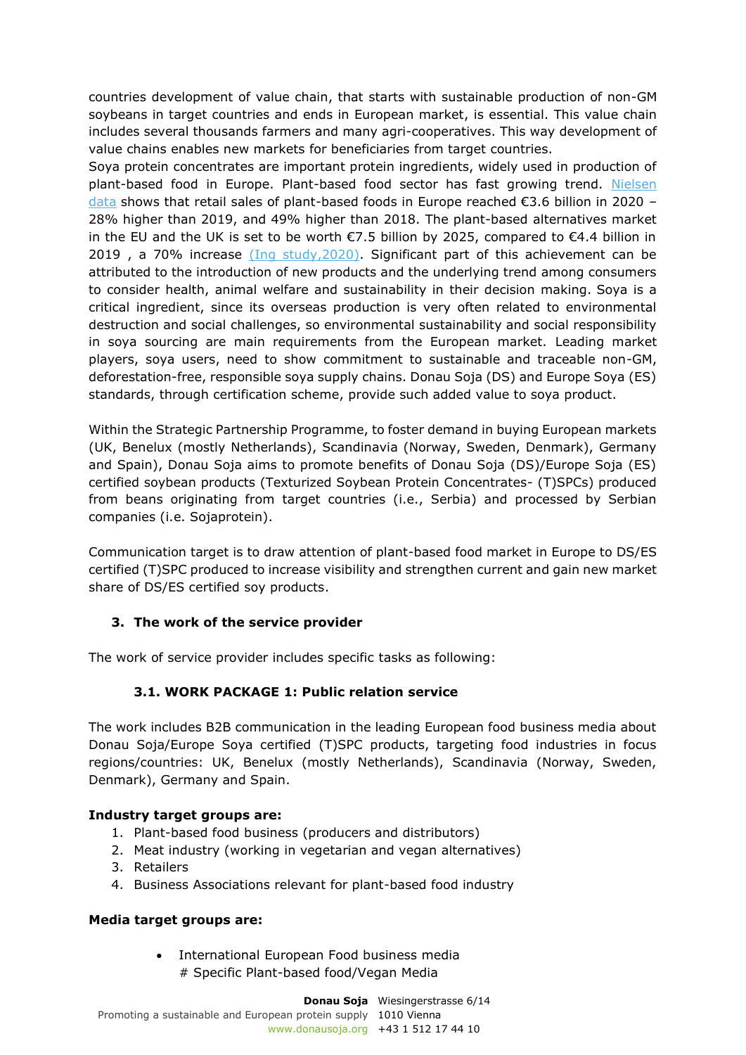countries development of value chain, that starts with sustainable production of non-GM soybeans in target countries and ends in European market, is essential. This value chain includes several thousands farmers and many agri-cooperatives. This way development of value chains enables new markets for beneficiaries from target countries.

Soya protein concentrates are important protein ingredients, widely used in production of plant-based food in Europe. Plant-based food sector has fast growing trend. Nielsen data shows that retail sales of plant-based foods in Europe reached €3.6 billion in 2020 – 28% higher than 2019, and 49% higher than 2018. The plant-based alternatives market in the EU and the UK is set to be worth €7.5 billion by 2025, compared to €4.4 billion in 2019 , a 70% increase (Ing study,2020). Significant part of this achievement can be attributed to the introduction of new products and the underlying trend among consumers to consider health, animal welfare and sustainability in their decision making. Soya is a critical ingredient, since its overseas production is very often related to environmental destruction and social challenges, so environmental sustainability and social responsibility in soya sourcing are main requirements from the European market. Leading market players, soya users, need to show commitment to sustainable and traceable non-GM, deforestation-free, responsible soya supply chains. Donau Soja (DS) and Europe Soya (ES) standards, through certification scheme, provide such added value to soya product.

Within the Strategic Partnership Programme, to foster demand in buying European markets (UK, Benelux (mostly Netherlands), Scandinavia (Norway, Sweden, Denmark), Germany and Spain), Donau Soja aims to promote benefits of Donau Soja (DS)/Europe Soja (ES) certified soybean products (Texturized Soybean Protein Concentrates- (T)SPCs) produced from beans originating from target countries (i.e., Serbia) and processed by Serbian companies (i.e. Sojaprotein).

Communication target is to draw attention of plant-based food market in Europe to DS/ES certified (T)SPC produced to increase visibility and strengthen current and gain new market share of DS/ES certified soy products.

## 3. The work of the service provider

The work of service provider includes specific tasks as following:

### 3.1. WORK PACKAGE 1: Public relation service

The work includes B2B communication in the leading European food business media about Donau Soja/Europe Soya certified (T)SPC products, targeting food industries in focus regions/countries: UK, Benelux (mostly Netherlands), Scandinavia (Norway, Sweden, Denmark), Germany and Spain.

**Industry target groups are:**

1. Plant-based food business (producers and distributors)
2. Meat industry (working in vegetarian and vegan alternatives)
3. Retailers
4. Business Associations relevant for plant-based food industry

**Media target groups are:**

- International European Food business media
  # Specific Plant-based food/Vegan Media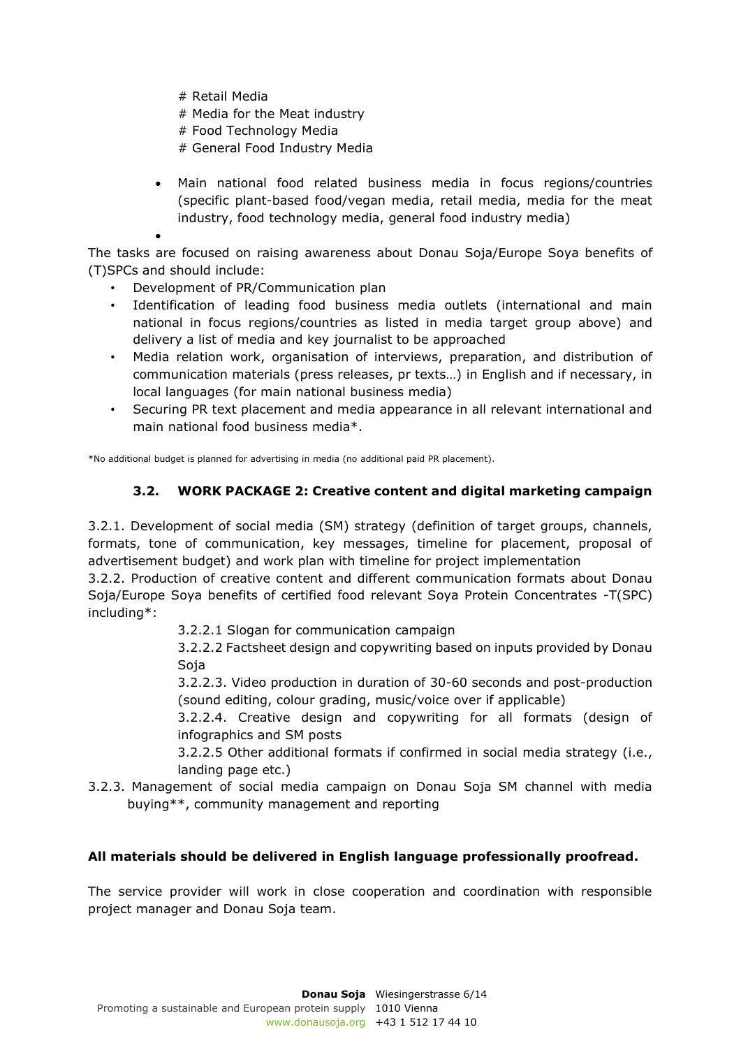# Retail Media
# Media for the Meat industry
# Food Technology Media
# General Food Industry Media

- Main national food related business media in focus regions/countries (specific plant-based food/vegan media, retail media, media for the meat industry, food technology media, general food industry media)
-

The tasks are focused on raising awareness about Donau Soja/Europe Soya benefits of (T)SPCs and should include:

- Development of PR/Communication plan
- Identification of leading food business media outlets (international and main national in focus regions/countries as listed in media target group above) and delivery a list of media and key journalist to be approached
- Media relation work, organisation of interviews, preparation, and distribution of communication materials (press releases, pr texts…) in English and if necessary, in local languages (for main national business media)
- Securing PR text placement and media appearance in all relevant international and main national food business media*.

*No additional budget is planned for advertising in media (no additional paid PR placement).

### 3.2. WORK PACKAGE 2: Creative content and digital marketing campaign

3.2.1. Development of social media (SM) strategy (definition of target groups, channels, formats, tone of communication, key messages, timeline for placement, proposal of advertisement budget) and work plan with timeline for project implementation

3.2.2. Production of creative content and different communication formats about Donau Soja/Europe Soya benefits of certified food relevant Soya Protein Concentrates -T(SPC) including*:

3.2.2.1 Slogan for communication campaign

3.2.2.2 Factsheet design and copywriting based on inputs provided by Donau Soja

3.2.2.3. Video production in duration of 30-60 seconds and post-production (sound editing, colour grading, music/voice over if applicable)

3.2.2.4. Creative design and copywriting for all formats (design of infographics and SM posts

3.2.2.5 Other additional formats if confirmed in social media strategy (i.e., landing page etc.)

3.2.3. Management of social media campaign on Donau Soja SM channel with media buying**, community management and reporting

**All materials should be delivered in English language professionally proofread.**

The service provider will work in close cooperation and coordination with responsible project manager and Donau Soja team.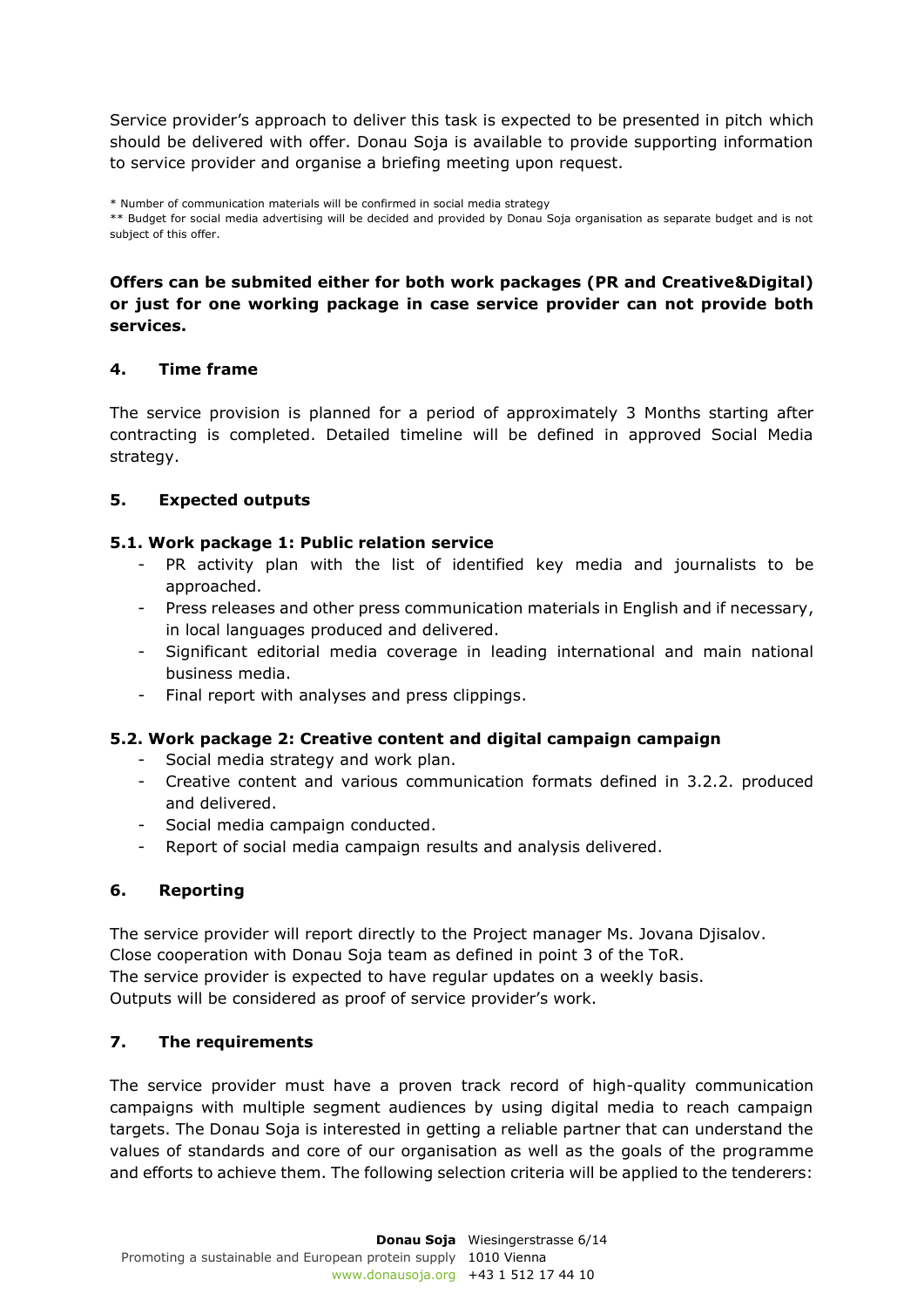Service provider's approach to deliver this task is expected to be presented in pitch which should be delivered with offer. Donau Soja is available to provide supporting information to service provider and organise a briefing meeting upon request.

* Number of communication materials will be confirmed in social media strategy

** Budget for social media advertising will be decided and provided by Donau Soja organisation as separate budget and is not subject of this offer.

**Offers can be submited either for both work packages (PR and Creative&Digital) or just for one working package in case service provider can not provide both services.**

## 4. Time frame

The service provision is planned for a period of approximately 3 Months starting after contracting is completed. Detailed timeline will be defined in approved Social Media strategy.

## 5. Expected outputs

### 5.1. Work package 1: Public relation service

- PR activity plan with the list of identified key media and journalists to be approached.
- Press releases and other press communication materials in English and if necessary, in local languages produced and delivered.
- Significant editorial media coverage in leading international and main national business media.
- Final report with analyses and press clippings.

### 5.2. Work package 2: Creative content and digital campaign campaign

- Social media strategy and work plan.
- Creative content and various communication formats defined in 3.2.2. produced and delivered.
- Social media campaign conducted.
- Report of social media campaign results and analysis delivered.

## 6. Reporting

The service provider will report directly to the Project manager Ms. Jovana Djisalov.
Close cooperation with Donau Soja team as defined in point 3 of the ToR.
The service provider is expected to have regular updates on a weekly basis.
Outputs will be considered as proof of service provider's work.

## 7. The requirements

The service provider must have a proven track record of high-quality communication campaigns with multiple segment audiences by using digital media to reach campaign targets. The Donau Soja is interested in getting a reliable partner that can understand the values of standards and core of our organisation as well as the goals of the programme and efforts to achieve them. The following selection criteria will be applied to the tenderers: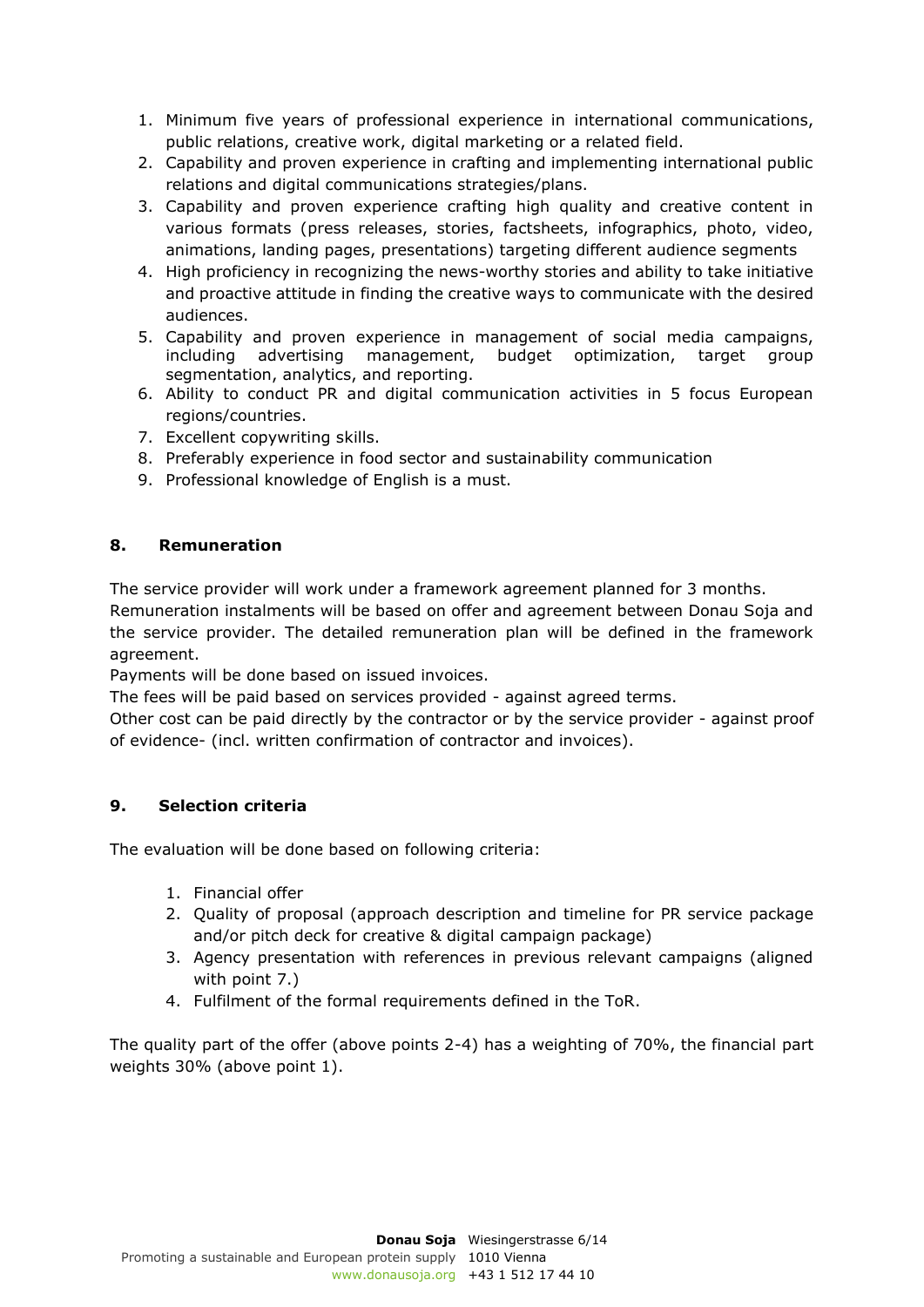1. Minimum five years of professional experience in international communications, public relations, creative work, digital marketing or a related field.
2. Capability and proven experience in crafting and implementing international public relations and digital communications strategies/plans.
3. Capability and proven experience crafting high quality and creative content in various formats (press releases, stories, factsheets, infographics, photo, video, animations, landing pages, presentations) targeting different audience segments
4. High proficiency in recognizing the news-worthy stories and ability to take initiative and proactive attitude in finding the creative ways to communicate with the desired audiences.
5. Capability and proven experience in management of social media campaigns, including advertising management, budget optimization, target group segmentation, analytics, and reporting.
6. Ability to conduct PR and digital communication activities in 5 focus European regions/countries.
7. Excellent copywriting skills.
8. Preferably experience in food sector and sustainability communication
9. Professional knowledge of English is a must.

## 8. Remuneration

The service provider will work under a framework agreement planned for 3 months.
Remuneration instalments will be based on offer and agreement between Donau Soja and the service provider. The detailed remuneration plan will be defined in the framework agreement.
Payments will be done based on issued invoices.
The fees will be paid based on services provided - against agreed terms.
Other cost can be paid directly by the contractor or by the service provider - against proof of evidence- (incl. written confirmation of contractor and invoices).

## 9. Selection criteria

The evaluation will be done based on following criteria:

1. Financial offer
2. Quality of proposal (approach description and timeline for PR service package and/or pitch deck for creative & digital campaign package)
3. Agency presentation with references in previous relevant campaigns (aligned with point 7.)
4. Fulfilment of the formal requirements defined in the ToR.

The quality part of the offer (above points 2-4) has a weighting of 70%, the financial part weights 30% (above point 1).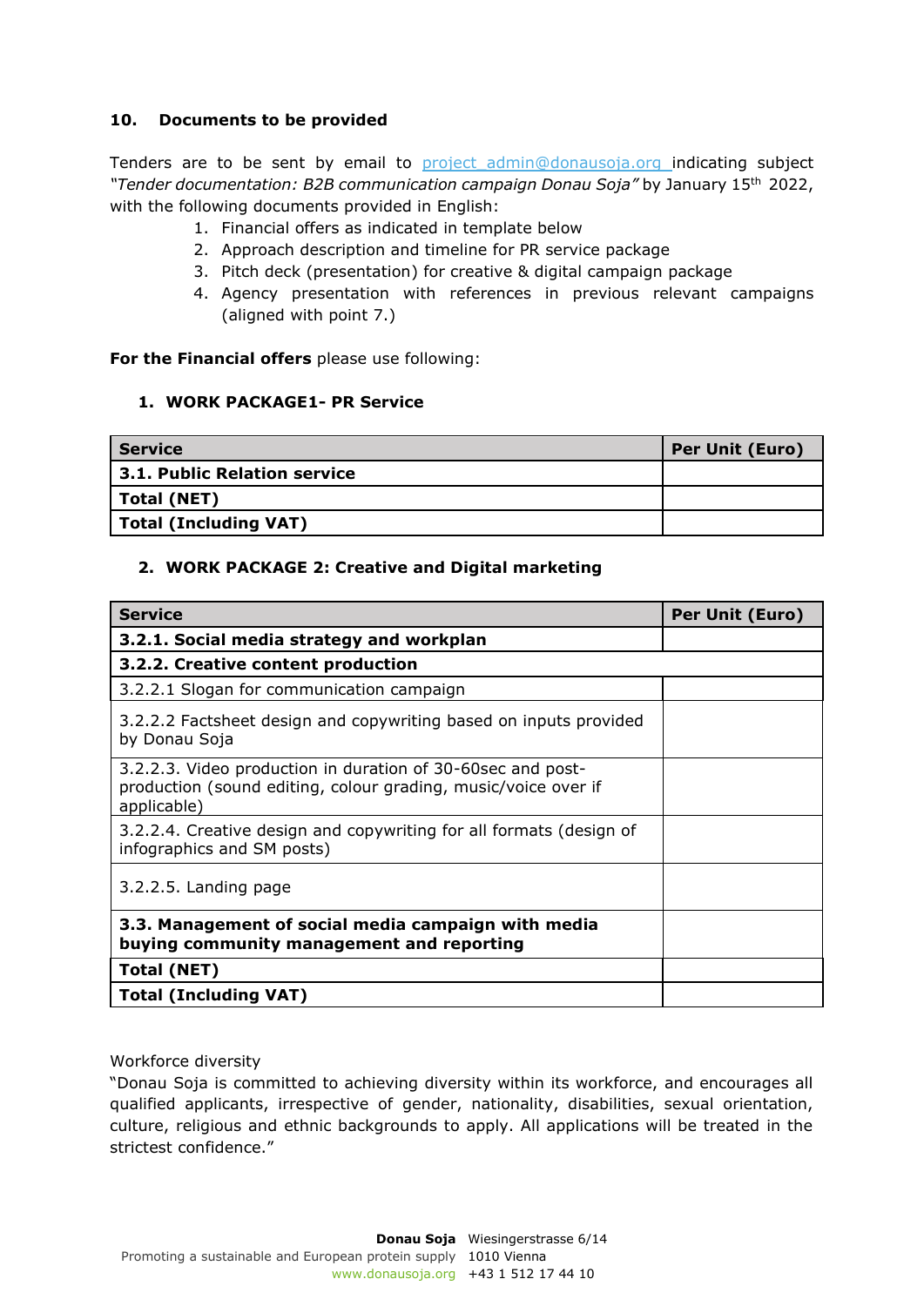## 10. Documents to be provided

Tenders are to be sent by email to project_admin@donausoja.org indicating subject *"Tender documentation: B2B communication campaign Donau Soja"* by January 15th 2022, with the following documents provided in English:

1. Financial offers as indicated in template below
2. Approach description and timeline for PR service package
3. Pitch deck (presentation) for creative & digital campaign package
4. Agency presentation with references in previous relevant campaigns (aligned with point 7.)

**For the Financial offers** please use following:

1. **WORK PACKAGE1- PR Service**

| Service | Per Unit (Euro) |
|---|---|
| **3.1. Public Relation service** | |
| **Total (NET)** | |
| **Total (Including VAT)** | |

2. **WORK PACKAGE 2: Creative and Digital marketing**

| Service | Per Unit (Euro) |
|---|---|
| **3.2.1. Social media strategy and workplan** | |
| **3.2.2. Creative content production** | |
| 3.2.2.1 Slogan for communication campaign | |
| 3.2.2.2 Factsheet design and copywriting based on inputs provided by Donau Soja | |
| 3.2.2.3. Video production in duration of 30-60sec and post-production (sound editing, colour grading, music/voice over if applicable) | |
| 3.2.2.4. Creative design and copywriting for all formats (design of infographics and SM posts) | |
| 3.2.2.5. Landing page | |
| **3.3. Management of social media campaign with media buying community management and reporting** | |
| **Total (NET)** | |
| **Total (Including VAT)** | |

Workforce diversity

"Donau Soja is committed to achieving diversity within its workforce, and encourages all qualified applicants, irrespective of gender, nationality, disabilities, sexual orientation, culture, religious and ethnic backgrounds to apply. All applications will be treated in the strictest confidence."

**Donau Soja** Wiesingerstrasse 6/14
Promoting a sustainable and European protein supply 1010 Vienna
www.donausoja.org +43 1 512 17 44 10